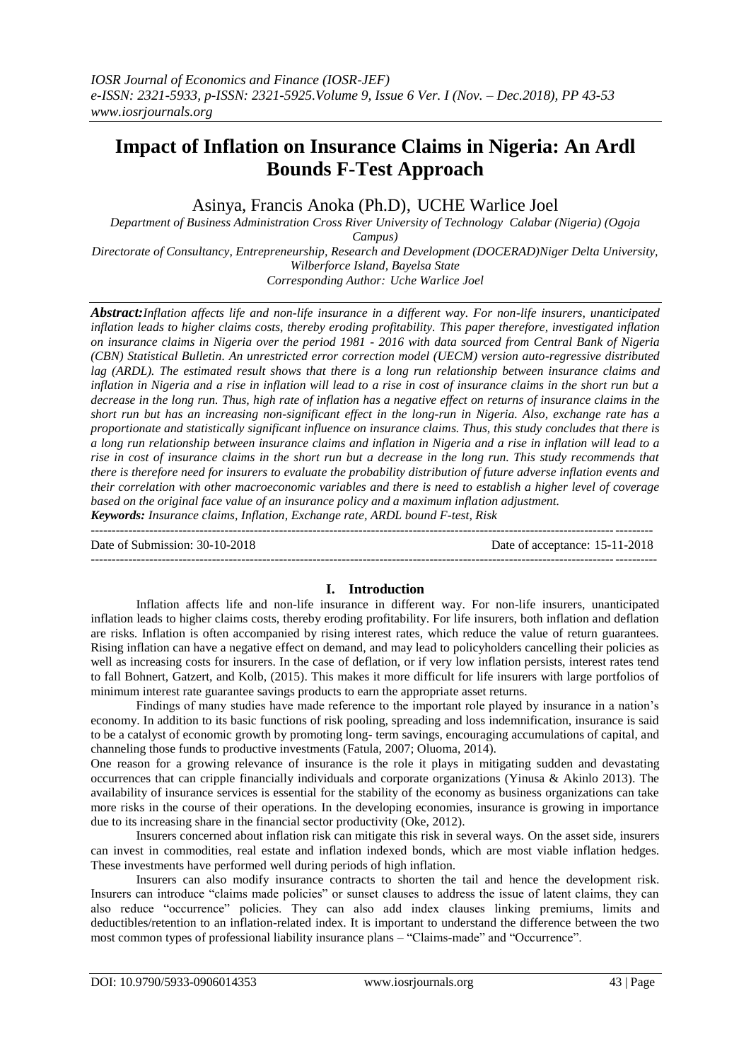*IOSR Journal of Economics and Finance (IOSR-JEF)*
*e-ISSN: 2321-5933, p-ISSN: 2321-5925.Volume 9, Issue 6 Ver. I (Nov. – Dec.2018), PP 43-53*
*www.iosrjournals.org*

# Impact of Inflation on Insurance Claims in Nigeria: An Ardl Bounds F-Test Approach

Asinya, Francis Anoka (Ph.D), UCHE Warlice Joel

*Department of Business Administration Cross River University of Technology Calabar (Nigeria) (Ogoja Campus)*
*Directorate of Consultancy, Entrepreneurship, Research and Development (DOCERAD)Niger Delta University, Wilberforce Island, Bayelsa State*
*Corresponding Author: Uche Warlice Joel*

***Abstract:*** *Inflation affects life and non-life insurance in a different way. For non-life insurers, unanticipated inflation leads to higher claims costs, thereby eroding profitability. This paper therefore, investigated inflation on insurance claims in Nigeria over the period 1981 - 2016 with data sourced from Central Bank of Nigeria (CBN) Statistical Bulletin. An unrestricted error correction model (UECM) version auto-regressive distributed lag (ARDL). The estimated result shows that there is a long run relationship between insurance claims and inflation in Nigeria and a rise in inflation will lead to a rise in cost of insurance claims in the short run but a decrease in the long run. Thus, high rate of inflation has a negative effect on returns of insurance claims in the short run but has an increasing non-significant effect in the long-run in Nigeria. Also, exchange rate has a proportionate and statistically significant influence on insurance claims. Thus, this study concludes that there is a long run relationship between insurance claims and inflation in Nigeria and a rise in inflation will lead to a rise in cost of insurance claims in the short run but a decrease in the long run. This study recommends that there is therefore need for insurers to evaluate the probability distribution of future adverse inflation events and their correlation with other macroeconomic variables and there is need to establish a higher level of coverage based on the original face value of an insurance policy and a maximum inflation adjustment.*

***Keywords:*** *Insurance claims, Inflation, Exchange rate, ARDL bound F-test, Risk*

---

Date of Submission: 30-10-2018 Date of acceptance: 15-11-2018

---

## I. Introduction

Inflation affects life and non-life insurance in different way. For non-life insurers, unanticipated inflation leads to higher claims costs, thereby eroding profitability. For life insurers, both inflation and deflation are risks. Inflation is often accompanied by rising interest rates, which reduce the value of return guarantees. Rising inflation can have a negative effect on demand, and may lead to policyholders cancelling their policies as well as increasing costs for insurers. In the case of deflation, or if very low inflation persists, interest rates tend to fall Bohnert, Gatzert, and Kolb, (2015). This makes it more difficult for life insurers with large portfolios of minimum interest rate guarantee savings products to earn the appropriate asset returns.

Findings of many studies have made reference to the important role played by insurance in a nation's economy. In addition to its basic functions of risk pooling, spreading and loss indemnification, insurance is said to be a catalyst of economic growth by promoting long- term savings, encouraging accumulations of capital, and channeling those funds to productive investments (Fatula, 2007; Oluoma, 2014).

One reason for a growing relevance of insurance is the role it plays in mitigating sudden and devastating occurrences that can cripple financially individuals and corporate organizations (Yinusa & Akinlo 2013). The availability of insurance services is essential for the stability of the economy as business organizations can take more risks in the course of their operations. In the developing economies, insurance is growing in importance due to its increasing share in the financial sector productivity (Oke, 2012).

Insurers concerned about inflation risk can mitigate this risk in several ways. On the asset side, insurers can invest in commodities, real estate and inflation indexed bonds, which are most viable inflation hedges. These investments have performed well during periods of high inflation.

Insurers can also modify insurance contracts to shorten the tail and hence the development risk. Insurers can introduce "claims made policies" or sunset clauses to address the issue of latent claims, they can also reduce "occurrence" policies. They can also add index clauses linking premiums, limits and deductibles/retention to an inflation-related index. It is important to understand the difference between the two most common types of professional liability insurance plans – "Claims-made" and "Occurrence".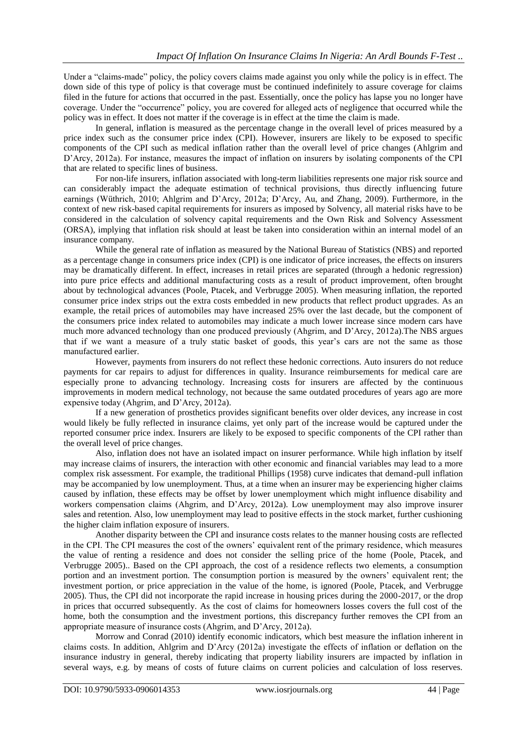Under a "claims-made" policy, the policy covers claims made against you only while the policy is in effect. The down side of this type of policy is that coverage must be continued indefinitely to assure coverage for claims filed in the future for actions that occurred in the past. Essentially, once the policy has lapse you no longer have coverage. Under the "occurrence" policy, you are covered for alleged acts of negligence that occurred while the policy was in effect. It does not matter if the coverage is in effect at the time the claim is made.

In general, inflation is measured as the percentage change in the overall level of prices measured by a price index such as the consumer price index (CPI). However, insurers are likely to be exposed to specific components of the CPI such as medical inflation rather than the overall level of price changes (Ahlgrim and D'Arcy, 2012a). For instance, measures the impact of inflation on insurers by isolating components of the CPI that are related to specific lines of business.

For non-life insurers, inflation associated with long-term liabilities represents one major risk source and can considerably impact the adequate estimation of technical provisions, thus directly influencing future earnings (Wüthrich, 2010; Ahlgrim and D'Arcy, 2012a; D'Arcy, Au, and Zhang, 2009). Furthermore, in the context of new risk-based capital requirements for insurers as imposed by Solvency, all material risks have to be considered in the calculation of solvency capital requirements and the Own Risk and Solvency Assessment (ORSA), implying that inflation risk should at least be taken into consideration within an internal model of an insurance company.

While the general rate of inflation as measured by the National Bureau of Statistics (NBS) and reported as a percentage change in consumers price index (CPI) is one indicator of price increases, the effects on insurers may be dramatically different. In effect, increases in retail prices are separated (through a hedonic regression) into pure price effects and additional manufacturing costs as a result of product improvement, often brought about by technological advances (Poole, Ptacek, and Verbrugge 2005). When measuring inflation, the reported consumer price index strips out the extra costs embedded in new products that reflect product upgrades. As an example, the retail prices of automobiles may have increased 25% over the last decade, but the component of the consumers price index related to automobiles may indicate a much lower increase since modern cars have much more advanced technology than one produced previously (Ahgrim, and D'Arcy, 2012a).The NBS argues that if we want a measure of a truly static basket of goods, this year's cars are not the same as those manufactured earlier.

However, payments from insurers do not reflect these hedonic corrections. Auto insurers do not reduce payments for car repairs to adjust for differences in quality. Insurance reimbursements for medical care are especially prone to advancing technology. Increasing costs for insurers are affected by the continuous improvements in modern medical technology, not because the same outdated procedures of years ago are more expensive today (Ahgrim, and D'Arcy, 2012a).

If a new generation of prosthetics provides significant benefits over older devices, any increase in cost would likely be fully reflected in insurance claims, yet only part of the increase would be captured under the reported consumer price index. Insurers are likely to be exposed to specific components of the CPI rather than the overall level of price changes.

Also, inflation does not have an isolated impact on insurer performance. While high inflation by itself may increase claims of insurers, the interaction with other economic and financial variables may lead to a more complex risk assessment. For example, the traditional Phillips (1958) curve indicates that demand-pull inflation may be accompanied by low unemployment. Thus, at a time when an insurer may be experiencing higher claims caused by inflation, these effects may be offset by lower unemployment which might influence disability and workers compensation claims (Ahgrim, and D'Arcy, 2012a). Low unemployment may also improve insurer sales and retention. Also, low unemployment may lead to positive effects in the stock market, further cushioning the higher claim inflation exposure of insurers.

Another disparity between the CPI and insurance costs relates to the manner housing costs are reflected in the CPI. The CPI measures the cost of the owners' equivalent rent of the primary residence, which measures the value of renting a residence and does not consider the selling price of the home (Poole, Ptacek, and Verbrugge 2005).. Based on the CPI approach, the cost of a residence reflects two elements, a consumption portion and an investment portion. The consumption portion is measured by the owners' equivalent rent; the investment portion, or price appreciation in the value of the home, is ignored (Poole, Ptacek, and Verbrugge 2005). Thus, the CPI did not incorporate the rapid increase in housing prices during the 2000-2017, or the drop in prices that occurred subsequently. As the cost of claims for homeowners losses covers the full cost of the home, both the consumption and the investment portions, this discrepancy further removes the CPI from an appropriate measure of insurance costs (Ahgrim, and D'Arcy, 2012a).

Morrow and Conrad (2010) identify economic indicators, which best measure the inflation inherent in claims costs. In addition, Ahlgrim and D'Arcy (2012a) investigate the effects of inflation or deflation on the insurance industry in general, thereby indicating that property liability insurers are impacted by inflation in several ways, e.g. by means of costs of future claims on current policies and calculation of loss reserves.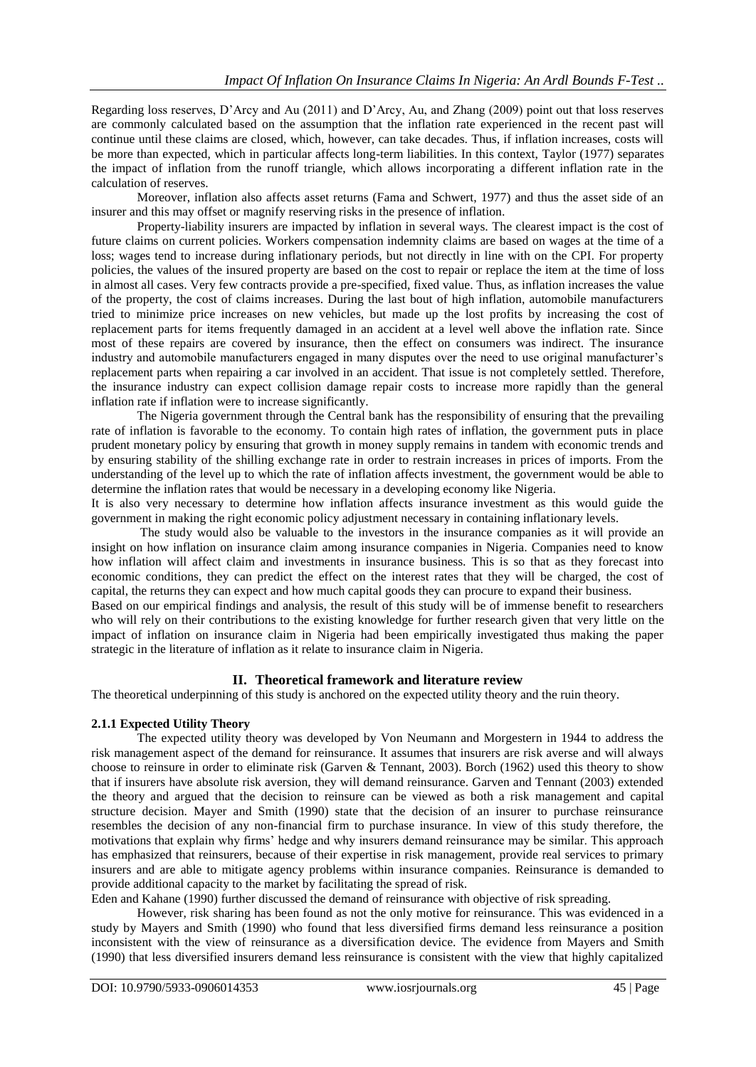Regarding loss reserves, D'Arcy and Au (2011) and D'Arcy, Au, and Zhang (2009) point out that loss reserves are commonly calculated based on the assumption that the inflation rate experienced in the recent past will continue until these claims are closed, which, however, can take decades. Thus, if inflation increases, costs will be more than expected, which in particular affects long-term liabilities. In this context, Taylor (1977) separates the impact of inflation from the runoff triangle, which allows incorporating a different inflation rate in the calculation of reserves.

Moreover, inflation also affects asset returns (Fama and Schwert, 1977) and thus the asset side of an insurer and this may offset or magnify reserving risks in the presence of inflation.

Property-liability insurers are impacted by inflation in several ways. The clearest impact is the cost of future claims on current policies. Workers compensation indemnity claims are based on wages at the time of a loss; wages tend to increase during inflationary periods, but not directly in line with on the CPI. For property policies, the values of the insured property are based on the cost to repair or replace the item at the time of loss in almost all cases. Very few contracts provide a pre-specified, fixed value. Thus, as inflation increases the value of the property, the cost of claims increases. During the last bout of high inflation, automobile manufacturers tried to minimize price increases on new vehicles, but made up the lost profits by increasing the cost of replacement parts for items frequently damaged in an accident at a level well above the inflation rate. Since most of these repairs are covered by insurance, then the effect on consumers was indirect. The insurance industry and automobile manufacturers engaged in many disputes over the need to use original manufacturer's replacement parts when repairing a car involved in an accident. That issue is not completely settled. Therefore, the insurance industry can expect collision damage repair costs to increase more rapidly than the general inflation rate if inflation were to increase significantly.

The Nigeria government through the Central bank has the responsibility of ensuring that the prevailing rate of inflation is favorable to the economy. To contain high rates of inflation, the government puts in place prudent monetary policy by ensuring that growth in money supply remains in tandem with economic trends and by ensuring stability of the shilling exchange rate in order to restrain increases in prices of imports. From the understanding of the level up to which the rate of inflation affects investment, the government would be able to determine the inflation rates that would be necessary in a developing economy like Nigeria.

It is also very necessary to determine how inflation affects insurance investment as this would guide the government in making the right economic policy adjustment necessary in containing inflationary levels.

The study would also be valuable to the investors in the insurance companies as it will provide an insight on how inflation on insurance claim among insurance companies in Nigeria. Companies need to know how inflation will affect claim and investments in insurance business. This is so that as they forecast into economic conditions, they can predict the effect on the interest rates that they will be charged, the cost of capital, the returns they can expect and how much capital goods they can procure to expand their business.

Based on our empirical findings and analysis, the result of this study will be of immense benefit to researchers who will rely on their contributions to the existing knowledge for further research given that very little on the impact of inflation on insurance claim in Nigeria had been empirically investigated thus making the paper strategic in the literature of inflation as it relate to insurance claim in Nigeria.

## II. Theoretical framework and literature review

The theoretical underpinning of this study is anchored on the expected utility theory and the ruin theory.

### 2.1.1 Expected Utility Theory

The expected utility theory was developed by Von Neumann and Morgestern in 1944 to address the risk management aspect of the demand for reinsurance. It assumes that insurers are risk averse and will always choose to reinsure in order to eliminate risk (Garven & Tennant, 2003). Borch (1962) used this theory to show that if insurers have absolute risk aversion, they will demand reinsurance. Garven and Tennant (2003) extended the theory and argued that the decision to reinsure can be viewed as both a risk management and capital structure decision. Mayer and Smith (1990) state that the decision of an insurer to purchase reinsurance resembles the decision of any non-financial firm to purchase insurance. In view of this study therefore, the motivations that explain why firms' hedge and why insurers demand reinsurance may be similar. This approach has emphasized that reinsurers, because of their expertise in risk management, provide real services to primary insurers and are able to mitigate agency problems within insurance companies. Reinsurance is demanded to provide additional capacity to the market by facilitating the spread of risk.

Eden and Kahane (1990) further discussed the demand of reinsurance with objective of risk spreading.

However, risk sharing has been found as not the only motive for reinsurance. This was evidenced in a study by Mayers and Smith (1990) who found that less diversified firms demand less reinsurance a position inconsistent with the view of reinsurance as a diversification device. The evidence from Mayers and Smith (1990) that less diversified insurers demand less reinsurance is consistent with the view that highly capitalized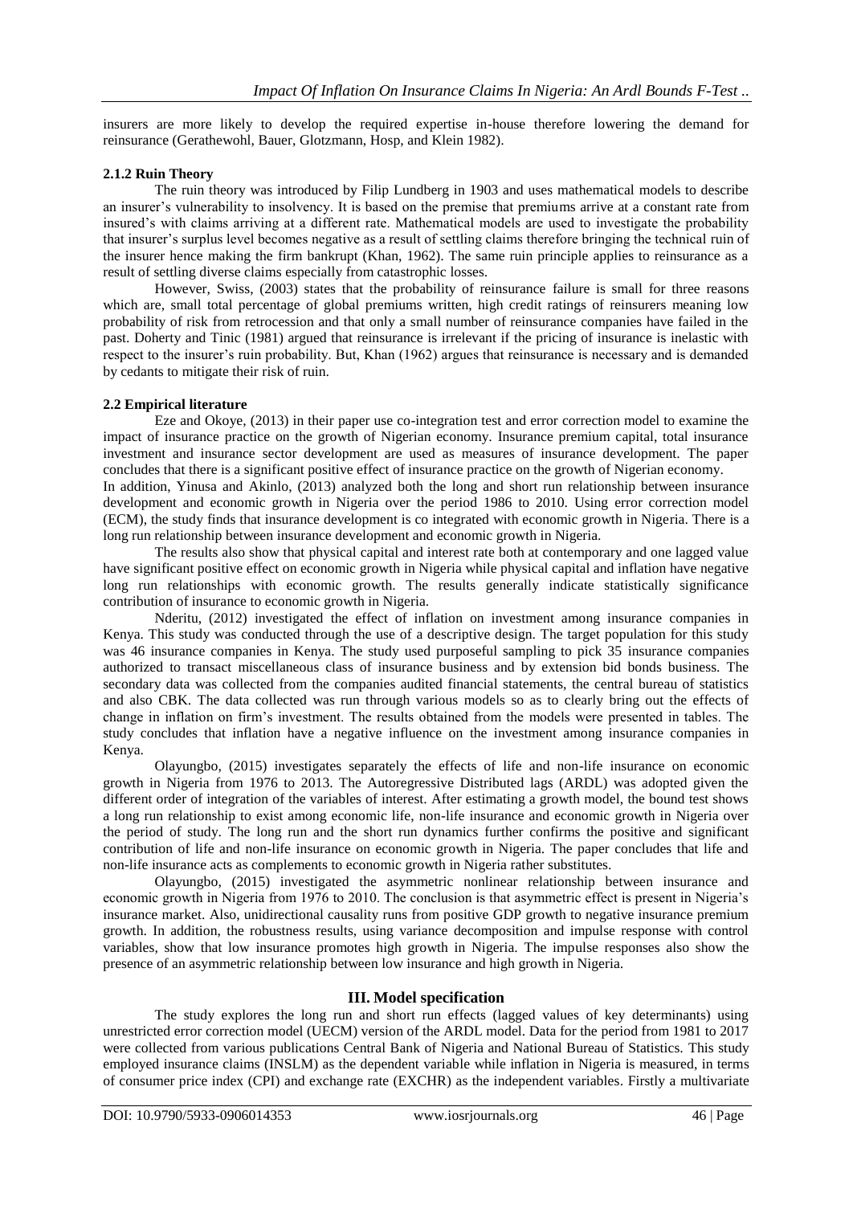insurers are more likely to develop the required expertise in-house therefore lowering the demand for reinsurance (Gerathewohl, Bauer, Glotzmann, Hosp, and Klein 1982).

### 2.1.2 Ruin Theory

The ruin theory was introduced by Filip Lundberg in 1903 and uses mathematical models to describe an insurer's vulnerability to insolvency. It is based on the premise that premiums arrive at a constant rate from insured's with claims arriving at a different rate. Mathematical models are used to investigate the probability that insurer's surplus level becomes negative as a result of settling claims therefore bringing the technical ruin of the insurer hence making the firm bankrupt (Khan, 1962). The same ruin principle applies to reinsurance as a result of settling diverse claims especially from catastrophic losses.

However, Swiss, (2003) states that the probability of reinsurance failure is small for three reasons which are, small total percentage of global premiums written, high credit ratings of reinsurers meaning low probability of risk from retrocession and that only a small number of reinsurance companies have failed in the past. Doherty and Tinic (1981) argued that reinsurance is irrelevant if the pricing of insurance is inelastic with respect to the insurer's ruin probability. But, Khan (1962) argues that reinsurance is necessary and is demanded by cedants to mitigate their risk of ruin.

## 2.2 Empirical literature

Eze and Okoye, (2013) in their paper use co-integration test and error correction model to examine the impact of insurance practice on the growth of Nigerian economy. Insurance premium capital, total insurance investment and insurance sector development are used as measures of insurance development. The paper concludes that there is a significant positive effect of insurance practice on the growth of Nigerian economy.

In addition, Yinusa and Akinlo, (2013) analyzed both the long and short run relationship between insurance development and economic growth in Nigeria over the period 1986 to 2010. Using error correction model (ECM), the study finds that insurance development is co integrated with economic growth in Nigeria. There is a long run relationship between insurance development and economic growth in Nigeria.

The results also show that physical capital and interest rate both at contemporary and one lagged value have significant positive effect on economic growth in Nigeria while physical capital and inflation have negative long run relationships with economic growth. The results generally indicate statistically significance contribution of insurance to economic growth in Nigeria.

Nderitu, (2012) investigated the effect of inflation on investment among insurance companies in Kenya. This study was conducted through the use of a descriptive design. The target population for this study was 46 insurance companies in Kenya. The study used purposeful sampling to pick 35 insurance companies authorized to transact miscellaneous class of insurance business and by extension bid bonds business. The secondary data was collected from the companies audited financial statements, the central bureau of statistics and also CBK. The data collected was run through various models so as to clearly bring out the effects of change in inflation on firm's investment. The results obtained from the models were presented in tables. The study concludes that inflation have a negative influence on the investment among insurance companies in Kenya.

Olayungbo, (2015) investigates separately the effects of life and non-life insurance on economic growth in Nigeria from 1976 to 2013. The Autoregressive Distributed lags (ARDL) was adopted given the different order of integration of the variables of interest. After estimating a growth model, the bound test shows a long run relationship to exist among economic life, non-life insurance and economic growth in Nigeria over the period of study. The long run and the short run dynamics further confirms the positive and significant contribution of life and non-life insurance on economic growth in Nigeria. The paper concludes that life and non-life insurance acts as complements to economic growth in Nigeria rather substitutes.

Olayungbo, (2015) investigated the asymmetric nonlinear relationship between insurance and economic growth in Nigeria from 1976 to 2010. The conclusion is that asymmetric effect is present in Nigeria's insurance market. Also, unidirectional causality runs from positive GDP growth to negative insurance premium growth. In addition, the robustness results, using variance decomposition and impulse response with control variables, show that low insurance promotes high growth in Nigeria. The impulse responses also show the presence of an asymmetric relationship between low insurance and high growth in Nigeria.

# III. Model specification

The study explores the long run and short run effects (lagged values of key determinants) using unrestricted error correction model (UECM) version of the ARDL model. Data for the period from 1981 to 2017 were collected from various publications Central Bank of Nigeria and National Bureau of Statistics. This study employed insurance claims (INSLM) as the dependent variable while inflation in Nigeria is measured, in terms of consumer price index (CPI) and exchange rate (EXCHR) as the independent variables. Firstly a multivariate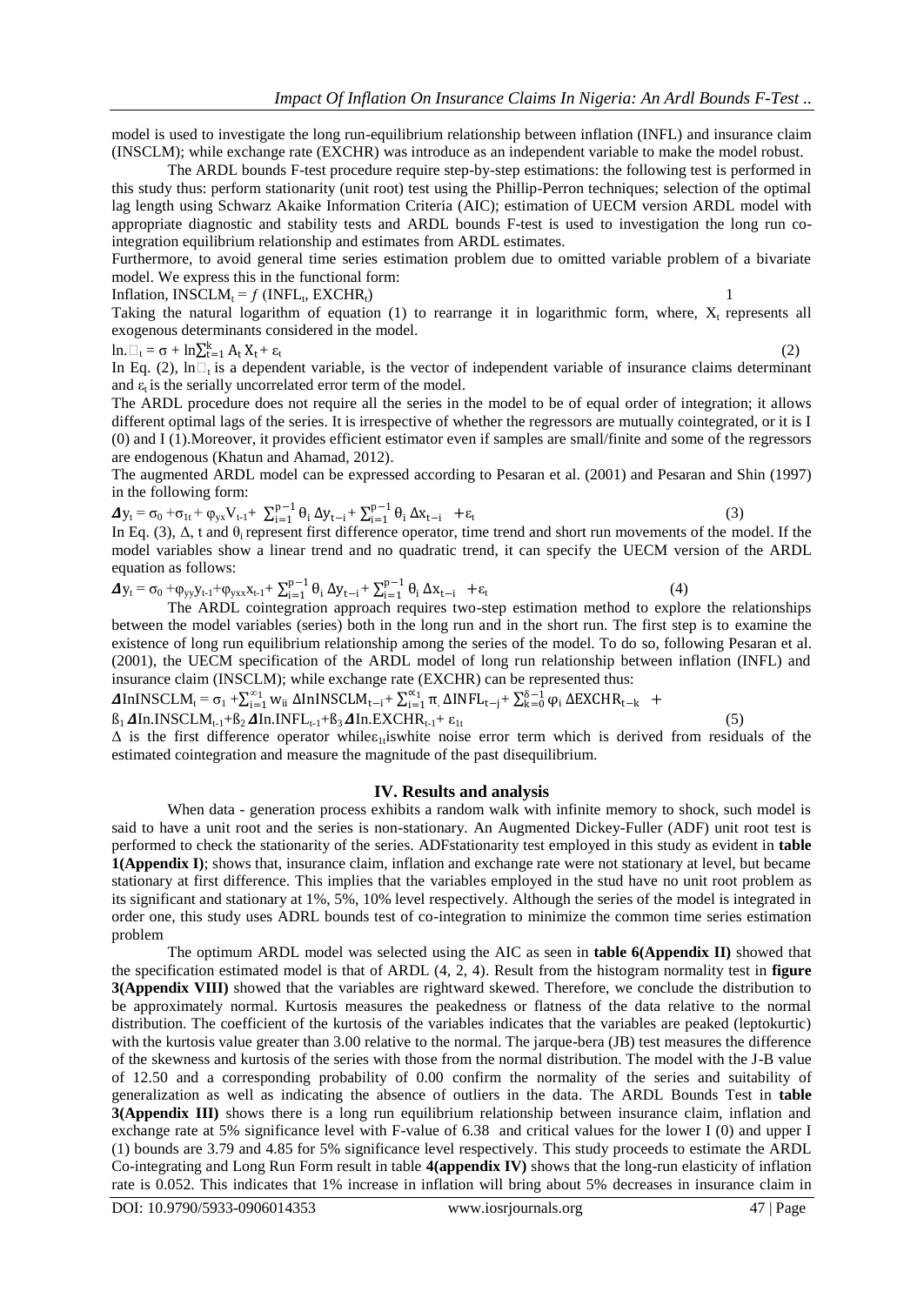model is used to investigate the long run-equilibrium relationship between inflation (INFL) and insurance claim (INSCLM); while exchange rate (EXCHR) was introduce as an independent variable to make the model robust.

The ARDL bounds F-test procedure require step-by-step estimations: the following test is performed in this study thus: perform stationarity (unit root) test using the Phillip-Perron techniques; selection of the optimal lag length using Schwarz Akaike Information Criteria (AIC); estimation of UECM version ARDL model with appropriate diagnostic and stability tests and ARDL bounds F-test is used to investigation the long run co-integration equilibrium relationship and estimates from ARDL estimates.

Furthermore, to avoid general time series estimation problem due to omitted variable problem of a bivariate model. We express this in the functional form:

Inflation, $INSCLM_t = f\ (INFL_t, EXCHR_t)$ 1

Taking the natural logarithm of equation (1) to rearrange it in logarithmic form, where, $X_t$ represents all exogenous determinants considered in the model.

$$\ln.\square_t = \sigma + \ln\sum_{t=1}^{k} A_t X_t + \varepsilon_t \quad (2)$$

In Eq. (2), $\ln\square_t$ is a dependent variable, is the vector of independent variable of insurance claims determinant and $\varepsilon_t$ is the serially uncorrelated error term of the model.

The ARDL procedure does not require all the series in the model to be of equal order of integration; it allows different optimal lags of the series. It is irrespective of whether the regressors are mutually cointegrated, or it is I (0) and I (1).Moreover, it provides efficient estimator even if samples are small/finite and some of the regressors are endogenous (Khatun and Ahamad, 2012).

The augmented ARDL model can be expressed according to Pesaran et al. (2001) and Pesaran and Shin (1997) in the following form:

$$\Delta y_t = \sigma_0 + \sigma_{1t} + \varphi_{yx} V_{t-1} + \sum_{i=1}^{p-1} \theta_i\, \Delta y_{t-i} + \sum_{i=1}^{p-1} \theta_i\, \Delta x_{t-i} + \varepsilon_t \quad (3)$$

In Eq. (3), $\Delta$, t and $\theta_i$ represent first difference operator, time trend and short run movements of the model. If the model variables show a linear trend and no quadratic trend, it can specify the UECM version of the ARDL equation as follows:

$$\Delta y_t = \sigma_0 + \varphi_{yy} y_{t-1} + \varphi_{yxx} x_{t-1} + \sum_{i=1}^{p-1} \theta_i\, \Delta y_{t-i} + \sum_{i=1}^{p-1} \theta_i\, \Delta x_{t-i} + \varepsilon_t \quad (4)$$

The ARDL cointegration approach requires two-step estimation method to explore the relationships between the model variables (series) both in the long run and in the short run. The first step is to examine the existence of long run equilibrium relationship among the series of the model. To do so, following Pesaran et al. (2001), the UECM specification of the ARDL model of long run relationship between inflation (INFL) and insurance claim (INSCLM); while exchange rate (EXCHR) can be represented thus:

$$\Delta \text{InINSCLM}_t = \sigma_1 + \sum_{i=1}^{\alpha_1} w_{ii}\, \Delta\text{InINSCLM}_{t-i} + \sum_{i=1}^{\alpha_1} \pi\, \Delta\text{INFL}_{t-j} + \sum_{k=0}^{\delta-1} \varphi_i\, \Delta\text{EXCHR}_{t-k} + \beta_1 \Delta\text{In.INSCLM}_{t-1} + \beta_2 \Delta\text{In.INFL}_{t-1} + \beta_3 \Delta\text{In.EXCHR}_{t-1} + \varepsilon_{1t} \quad (5)$$

$\Delta$ is the first difference operator while$\varepsilon_{1t}$iswhite noise error term which is derived from residuals of the estimated cointegration and measure the magnitude of the past disequilibrium.

## IV. Results and analysis

When data - generation process exhibits a random walk with infinite memory to shock, such model is said to have a unit root and the series is non-stationary. An Augmented Dickey-Fuller (ADF) unit root test is performed to check the stationarity of the series. ADFstationarity test employed in this study as evident in **table 1(Appendix I)**; shows that, insurance claim, inflation and exchange rate were not stationary at level, but became stationary at first difference. This implies that the variables employed in the stud have no unit root problem as its significant and stationary at 1%, 5%, 10% level respectively. Although the series of the model is integrated in order one, this study uses ADRL bounds test of co-integration to minimize the common time series estimation problem

The optimum ARDL model was selected using the AIC as seen in **table 6(Appendix II)** showed that the specification estimated model is that of ARDL (4, 2, 4). Result from the histogram normality test in **figure 3(Appendix VIII)** showed that the variables are rightward skewed. Therefore, we conclude the distribution to be approximately normal. Kurtosis measures the peakedness or flatness of the data relative to the normal distribution. The coefficient of the kurtosis of the variables indicates that the variables are peaked (leptokurtic) with the kurtosis value greater than 3.00 relative to the normal. The jarque-bera (JB) test measures the difference of the skewness and kurtosis of the series with those from the normal distribution. The model with the J-B value of 12.50 and a corresponding probability of 0.00 confirm the normality of the series and suitability of generalization as well as indicating the absence of outliers in the data. The ARDL Bounds Test in **table 3(Appendix III)** shows there is a long run equilibrium relationship between insurance claim, inflation and exchange rate at 5% significance level with F-value of 6.38 and critical values for the lower I (0) and upper I (1) bounds are 3.79 and 4.85 for 5% significance level respectively. This study proceeds to estimate the ARDL Co-integrating and Long Run Form result in table **4(appendix IV)** shows that the long-run elasticity of inflation rate is 0.052. This indicates that 1% increase in inflation will bring about 5% decreases in insurance claim in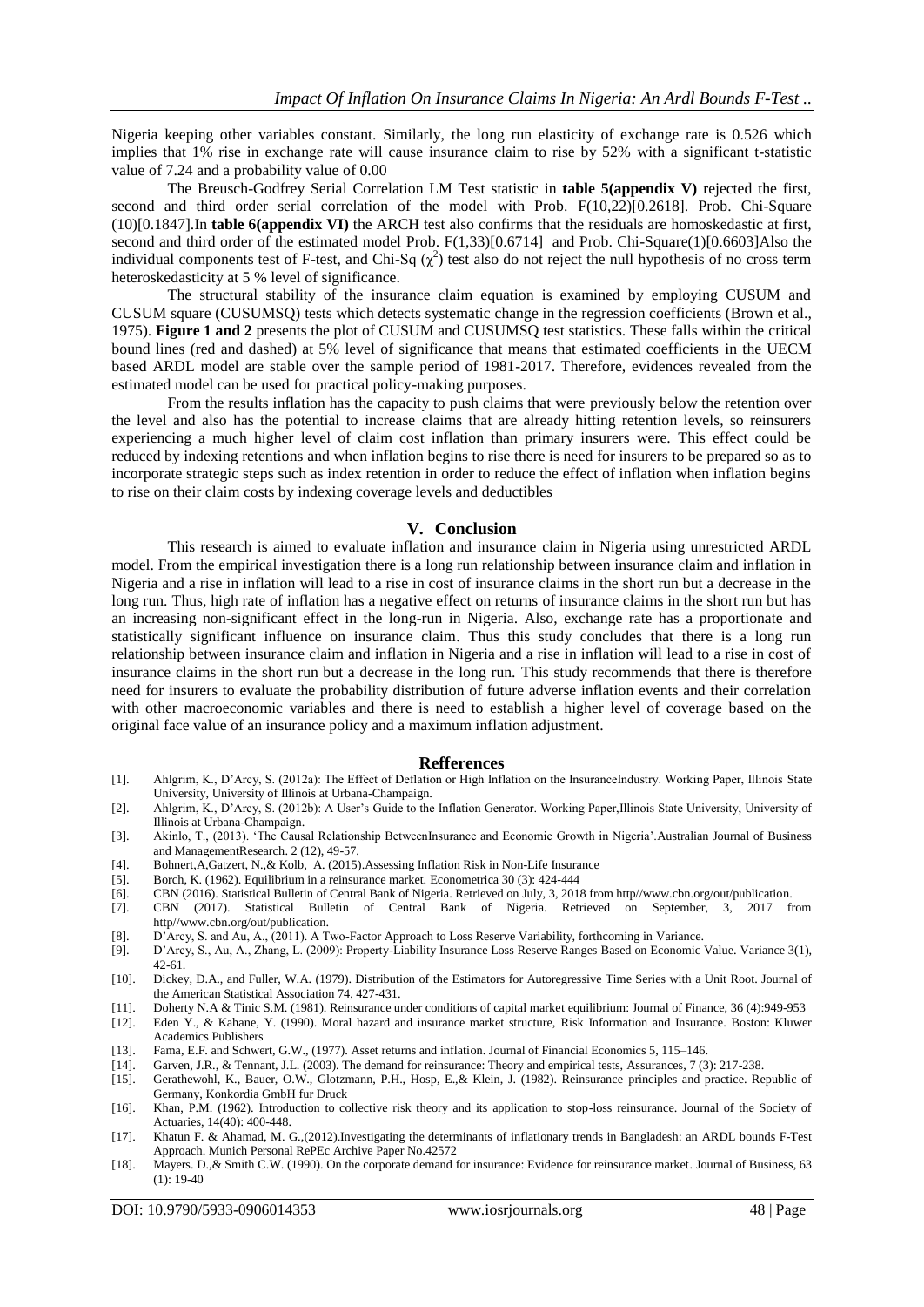Nigeria keeping other variables constant. Similarly, the long run elasticity of exchange rate is 0.526 which implies that 1% rise in exchange rate will cause insurance claim to rise by 52% with a significant t-statistic value of 7.24 and a probability value of 0.00

The Breusch-Godfrey Serial Correlation LM Test statistic in **table 5(appendix V)** rejected the first, second and third order serial correlation of the model with Prob. F(10,22)[0.2618]. Prob. Chi-Square (10)[0.1847].In **table 6(appendix VI)** the ARCH test also confirms that the residuals are homoskedastic at first, second and third order of the estimated model Prob. F(1,33)[0.6714] and Prob. Chi-Square(1)[0.6603]Also the individual components test of F-test, and Chi-Sq ($\chi^2$) test also do not reject the null hypothesis of no cross term heteroskedasticity at 5 % level of significance.

The structural stability of the insurance claim equation is examined by employing CUSUM and CUSUM square (CUSUMSQ) tests which detects systematic change in the regression coefficients (Brown et al., 1975). **Figure 1 and 2** presents the plot of CUSUM and CUSUMSQ test statistics. These falls within the critical bound lines (red and dashed) at 5% level of significance that means that estimated coefficients in the UECM based ARDL model are stable over the sample period of 1981-2017. Therefore, evidences revealed from the estimated model can be used for practical policy-making purposes.

From the results inflation has the capacity to push claims that were previously below the retention over the level and also has the potential to increase claims that are already hitting retention levels, so reinsurers experiencing a much higher level of claim cost inflation than primary insurers were. This effect could be reduced by indexing retentions and when inflation begins to rise there is need for insurers to be prepared so as to incorporate strategic steps such as index retention in order to reduce the effect of inflation when inflation begins to rise on their claim costs by indexing coverage levels and deductibles

## V. Conclusion

This research is aimed to evaluate inflation and insurance claim in Nigeria using unrestricted ARDL model. From the empirical investigation there is a long run relationship between insurance claim and inflation in Nigeria and a rise in inflation will lead to a rise in cost of insurance claims in the short run but a decrease in the long run. Thus, high rate of inflation has a negative effect on returns of insurance claims in the short run but has an increasing non-significant effect in the long-run in Nigeria. Also, exchange rate has a proportionate and statistically significant influence on insurance claim. Thus this study concludes that there is a long run relationship between insurance claim and inflation in Nigeria and a rise in inflation will lead to a rise in cost of insurance claims in the short run but a decrease in the long run. This study recommends that there is therefore need for insurers to evaluate the probability distribution of future adverse inflation events and their correlation with other macroeconomic variables and there is need to establish a higher level of coverage based on the original face value of an insurance policy and a maximum inflation adjustment.

## Refferences

[1]. Ahlgrim, K., D'Arcy, S. (2012a): The Effect of Deflation or High Inflation on the InsuranceIndustry. Working Paper, Illinois State University, University of Illinois at Urbana-Champaign.

[2]. Ahlgrim, K., D'Arcy, S. (2012b): A User's Guide to the Inflation Generator. Working Paper,Illinois State University, University of Illinois at Urbana-Champaign.

[3]. Akinlo, T., (2013). 'The Causal Relationship BetweenInsurance and Economic Growth in Nigeria'.Australian Journal of Business and ManagementResearch. 2 (12), 49-57.

[4]. Bohnert,A,Gatzert, N.,& Kolb, A. (2015).Assessing Inflation Risk in Non-Life Insurance

[5]. Borch, K. (1962). Equilibrium in a reinsurance market. Econometrica 30 (3): 424-444

[6]. CBN (2016). Statistical Bulletin of Central Bank of Nigeria. Retrieved on July, 3, 2018 from http//www.cbn.org/out/publication.

[7]. CBN (2017). Statistical Bulletin of Central Bank of Nigeria. Retrieved on September, 3, 2017 from http//www.cbn.org/out/publication.

[8]. D'Arcy, S. and Au, A., (2011). A Two-Factor Approach to Loss Reserve Variability, forthcoming in Variance.

[9]. D'Arcy, S., Au, A., Zhang, L. (2009): Property-Liability Insurance Loss Reserve Ranges Based on Economic Value. Variance 3(1), 42-61.

[10]. Dickey, D.A., and Fuller, W.A. (1979). Distribution of the Estimators for Autoregressive Time Series with a Unit Root. Journal of the American Statistical Association 74, 427-431.

[11]. Doherty N.A & Tinic S.M. (1981). Reinsurance under conditions of capital market equilibrium: Journal of Finance, 36 (4):949-953

[12]. Eden Y., & Kahane, Y. (1990). Moral hazard and insurance market structure, Risk Information and Insurance. Boston: Kluwer Academics Publishers

[13]. Fama, E.F. and Schwert, G.W., (1977). Asset returns and inflation. Journal of Financial Economics 5, 115–146.

[14]. Garven, J.R., & Tennant, J.L. (2003). The demand for reinsurance: Theory and empirical tests, Assurances, 7 (3): 217-238.

[15]. Gerathewohl, K., Bauer, O.W., Glotzmann, P.H., Hosp, E.,& Klein, J. (1982). Reinsurance principles and practice. Republic of Germany, Konkordia GmbH fur Druck

[16]. Khan, P.M. (1962). Introduction to collective risk theory and its application to stop-loss reinsurance. Journal of the Society of Actuaries, 14(40): 400-448.

[17]. Khatun F. & Ahamad, M. G.,(2012).Investigating the determinants of inflationary trends in Bangladesh: an ARDL bounds F-Test Approach. Munich Personal RePEc Archive Paper No.42572

[18]. Mayers. D.,& Smith C.W. (1990). On the corporate demand for insurance: Evidence for reinsurance market. Journal of Business, 63 (1): 19-40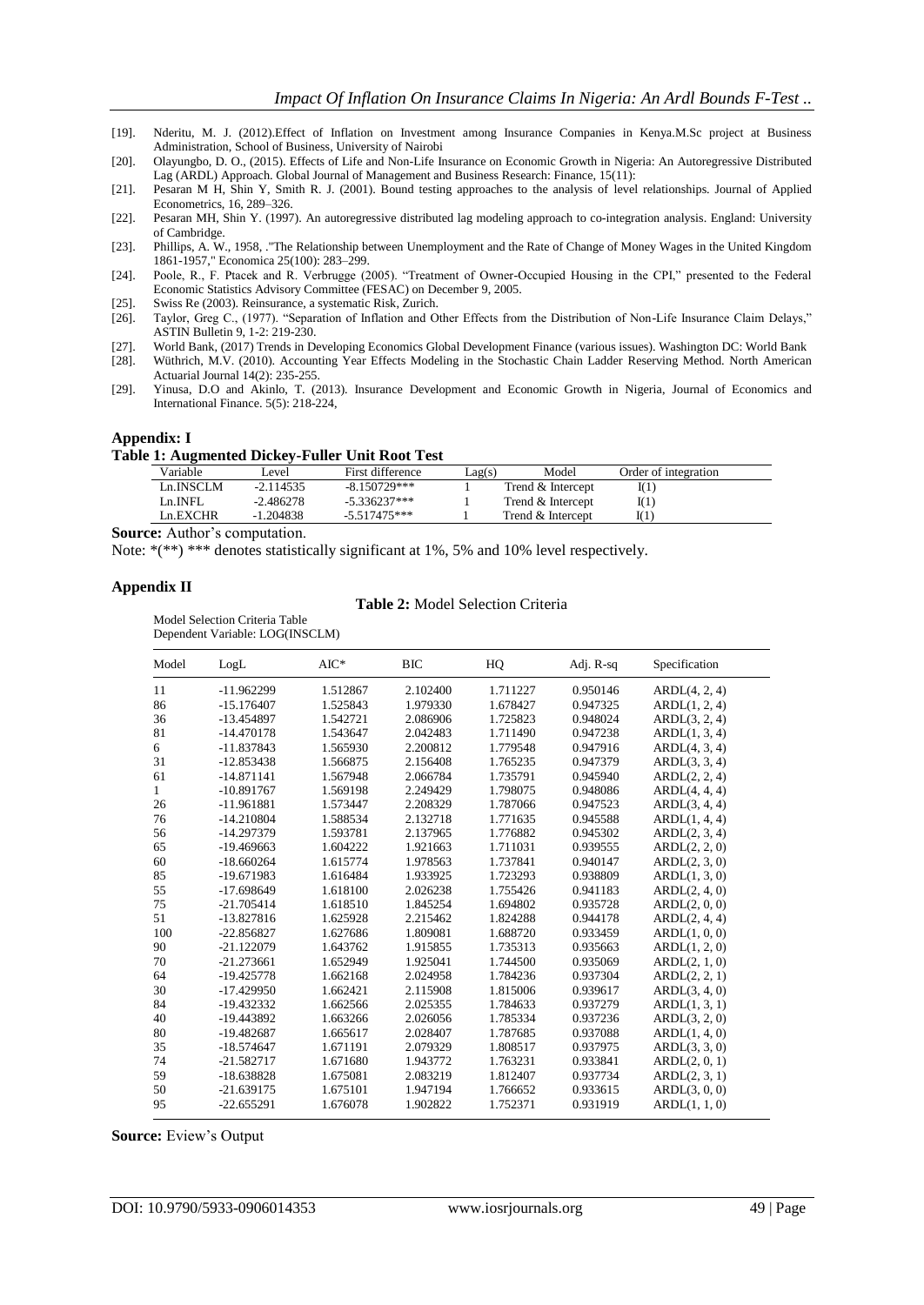[19]. Nderitu, M. J. (2012).Effect of Inflation on Investment among Insurance Companies in Kenya.M.Sc project at Business Administration, School of Business, University of Nairobi

[20]. Olayungbo, D. O., (2015). Effects of Life and Non-Life Insurance on Economic Growth in Nigeria: An Autoregressive Distributed Lag (ARDL) Approach. Global Journal of Management and Business Research: Finance, 15(11):

[21]. Pesaran M H, Shin Y, Smith R. J. (2001). Bound testing approaches to the analysis of level relationships. Journal of Applied Econometrics, 16, 289–326.

[22]. Pesaran MH, Shin Y. (1997). An autoregressive distributed lag modeling approach to co-integration analysis. England: University of Cambridge.

[23]. Phillips, A. W., 1958, ."The Relationship between Unemployment and the Rate of Change of Money Wages in the United Kingdom 1861-1957," Economica 25(100): 283–299.

[24]. Poole, R., F. Ptacek and R. Verbrugge (2005). "Treatment of Owner-Occupied Housing in the CPI," presented to the Federal Economic Statistics Advisory Committee (FESAC) on December 9, 2005.

[25]. Swiss Re (2003). Reinsurance, a systematic Risk, Zurich.

[26]. Taylor, Greg C., (1977). "Separation of Inflation and Other Effects from the Distribution of Non-Life Insurance Claim Delays," ASTIN Bulletin 9, 1-2: 219-230.

[27]. World Bank, (2017) Trends in Developing Economics Global Development Finance (various issues). Washington DC: World Bank

[28]. Wüthrich, M.V. (2010). Accounting Year Effects Modeling in the Stochastic Chain Ladder Reserving Method. North American Actuarial Journal 14(2): 235-255.

[29]. Yinusa, D.O and Akinlo, T. (2013). Insurance Development and Economic Growth in Nigeria, Journal of Economics and International Finance. 5(5): 218-224,

## Appendix: I

**Table 1: Augmented Dickey-Fuller Unit Root Test**

| Variable | Level | First difference | Lag(s) | Model | Order of integration |
|---|---|---|---|---|---|
| Ln.INSCLM | -2.114535 | -8.150729*** | 1 | Trend & Intercept | I(1) |
| Ln.INFL | -2.486278 | -5.336237*** | 1 | Trend & Intercept | I(1) |
| Ln.EXCHR | -1.204838 | -5.517475*** | 1 | Trend & Intercept | I(1) |

**Source:** Author's computation.

Note: *(**) *** denotes statistically significant at 1%, 5% and 10% level respectively.

## Appendix II

**Table 2:** Model Selection Criteria

Model Selection Criteria Table
Dependent Variable: LOG(INSCLM)

| Model | LogL | AIC* | BIC | HQ | Adj. R-sq | Specification |
|---|---|---|---|---|---|---|
| 11 | -11.962299 | 1.512867 | 2.102400 | 1.711227 | 0.950146 | ARDL(4, 2, 4) |
| 86 | -15.176407 | 1.525843 | 1.979330 | 1.678427 | 0.947325 | ARDL(1, 2, 4) |
| 36 | -13.454897 | 1.542721 | 2.086906 | 1.725823 | 0.948024 | ARDL(3, 2, 4) |
| 81 | -14.470178 | 1.543647 | 2.042483 | 1.711490 | 0.947238 | ARDL(1, 3, 4) |
| 6 | -11.837843 | 1.565930 | 2.200812 | 1.779548 | 0.947916 | ARDL(4, 3, 4) |
| 31 | -12.853438 | 1.566875 | 2.156408 | 1.765235 | 0.947379 | ARDL(3, 3, 4) |
| 61 | -14.871141 | 1.567948 | 2.066784 | 1.735791 | 0.945940 | ARDL(2, 2, 4) |
| 1 | -10.891767 | 1.569198 | 2.249429 | 1.798075 | 0.948086 | ARDL(4, 4, 4) |
| 26 | -11.961881 | 1.573447 | 2.208329 | 1.787066 | 0.947523 | ARDL(3, 4, 4) |
| 76 | -14.210804 | 1.588534 | 2.132718 | 1.771635 | 0.945588 | ARDL(1, 4, 4) |
| 56 | -14.297379 | 1.593781 | 2.137965 | 1.776882 | 0.945302 | ARDL(2, 3, 4) |
| 65 | -19.469663 | 1.604222 | 1.921663 | 1.711031 | 0.939555 | ARDL(2, 2, 0) |
| 60 | -18.660264 | 1.615774 | 1.978563 | 1.737841 | 0.940147 | ARDL(2, 3, 0) |
| 85 | -19.671983 | 1.616484 | 1.933925 | 1.723293 | 0.938809 | ARDL(1, 3, 0) |
| 55 | -17.698649 | 1.618100 | 2.026238 | 1.755426 | 0.941183 | ARDL(2, 4, 0) |
| 75 | -21.705414 | 1.618510 | 1.845254 | 1.694802 | 0.935728 | ARDL(2, 0, 0) |
| 51 | -13.827816 | 1.625928 | 2.215462 | 1.824288 | 0.944178 | ARDL(2, 4, 4) |
| 100 | -22.856827 | 1.627686 | 1.809081 | 1.688720 | 0.933459 | ARDL(1, 0, 0) |
| 90 | -21.122079 | 1.643762 | 1.915855 | 1.735313 | 0.935663 | ARDL(1, 2, 0) |
| 70 | -21.273661 | 1.652949 | 1.925041 | 1.744500 | 0.935069 | ARDL(2, 1, 0) |
| 64 | -19.425778 | 1.662168 | 2.024958 | 1.784236 | 0.937304 | ARDL(2, 2, 1) |
| 30 | -17.429950 | 1.662421 | 2.115908 | 1.815006 | 0.939617 | ARDL(3, 4, 0) |
| 84 | -19.432332 | 1.662566 | 2.025355 | 1.784633 | 0.937279 | ARDL(1, 3, 1) |
| 40 | -19.443892 | 1.663266 | 2.026056 | 1.785334 | 0.937236 | ARDL(3, 2, 0) |
| 80 | -19.482687 | 1.665617 | 2.028407 | 1.787685 | 0.937088 | ARDL(1, 4, 0) |
| 35 | -18.574647 | 1.671191 | 2.079329 | 1.808517 | 0.937975 | ARDL(3, 3, 0) |
| 74 | -21.582717 | 1.671680 | 1.943772 | 1.763231 | 0.933841 | ARDL(2, 0, 1) |
| 59 | -18.638828 | 1.675081 | 2.083219 | 1.812407 | 0.937734 | ARDL(2, 3, 1) |
| 50 | -21.639175 | 1.675101 | 1.947194 | 1.766652 | 0.933615 | ARDL(3, 0, 0) |
| 95 | -22.655291 | 1.676078 | 1.902822 | 1.752371 | 0.931919 | ARDL(1, 1, 0) |

**Source:** Eview's Output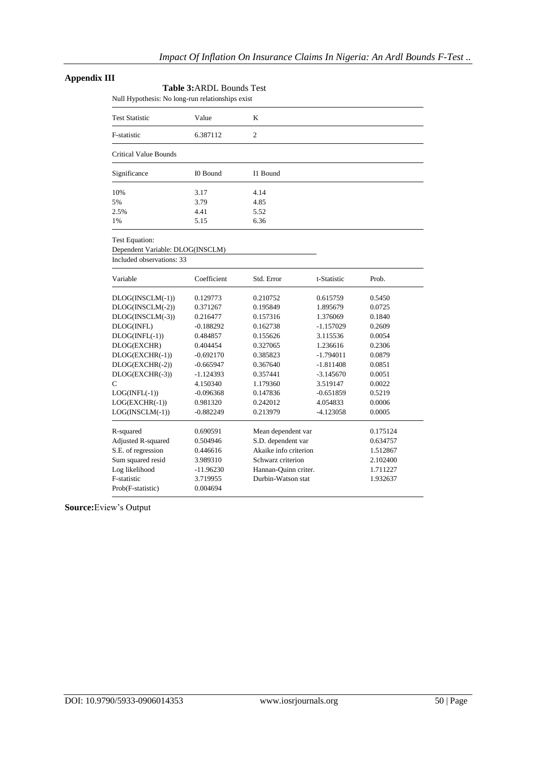## Appendix III

**Table 3:** ARDL Bounds Test

Null Hypothesis: No long-run relationships exist

| Test Statistic | Value | K |
|---|---|---|
| F-statistic | 6.387112 | 2 |

Critical Value Bounds

| Significance | I0 Bound | I1 Bound |
|---|---|---|
| 10% | 3.17 | 4.14 |
| 5% | 3.79 | 4.85 |
| 2.5% | 4.41 | 5.52 |
| 1% | 5.15 | 6.36 |

Test Equation:
Dependent Variable: DLOG(INSCLM)
Included observations: 33

| Variable | Coefficient | Std. Error | t-Statistic | Prob. |
|---|---|---|---|---|
| DLOG(INSCLM(-1)) | 0.129773 | 0.210752 | 0.615759 | 0.5450 |
| DLOG(INSCLM(-2)) | 0.371267 | 0.195849 | 1.895679 | 0.0725 |
| DLOG(INSCLM(-3)) | 0.216477 | 0.157316 | 1.376069 | 0.1840 |
| DLOG(INFL) | -0.188292 | 0.162738 | -1.157029 | 0.2609 |
| DLOG(INFL(-1)) | 0.484857 | 0.155626 | 3.115536 | 0.0054 |
| DLOG(EXCHR) | 0.404454 | 0.327065 | 1.236616 | 0.2306 |
| DLOG(EXCHR(-1)) | -0.692170 | 0.385823 | -1.794011 | 0.0879 |
| DLOG(EXCHR(-2)) | -0.665947 | 0.367640 | -1.811408 | 0.0851 |
| DLOG(EXCHR(-3)) | -1.124393 | 0.357441 | -3.145670 | 0.0051 |
| C | 4.150340 | 1.179360 | 3.519147 | 0.0022 |
| LOG(INFL(-1)) | -0.096368 | 0.147836 | -0.651859 | 0.5219 |
| LOG(EXCHR(-1)) | 0.981320 | 0.242012 | 4.054833 | 0.0006 |
| LOG(INSCLM(-1)) | -0.882249 | 0.213979 | -4.123058 | 0.0005 |

| | | | |
|---|---|---|---|
| R-squared | 0.690591 | Mean dependent var | 0.175124 |
| Adjusted R-squared | 0.504946 | S.D. dependent var | 0.634757 |
| S.E. of regression | 0.446616 | Akaike info criterion | 1.512867 |
| Sum squared resid | 3.989310 | Schwarz criterion | 2.102400 |
| Log likelihood | -11.96230 | Hannan-Quinn criter. | 1.711227 |
| F-statistic | 3.719955 | Durbin-Watson stat | 1.932637 |
| Prob(F-statistic) | 0.004694 | | |

**Source:** Eview's Output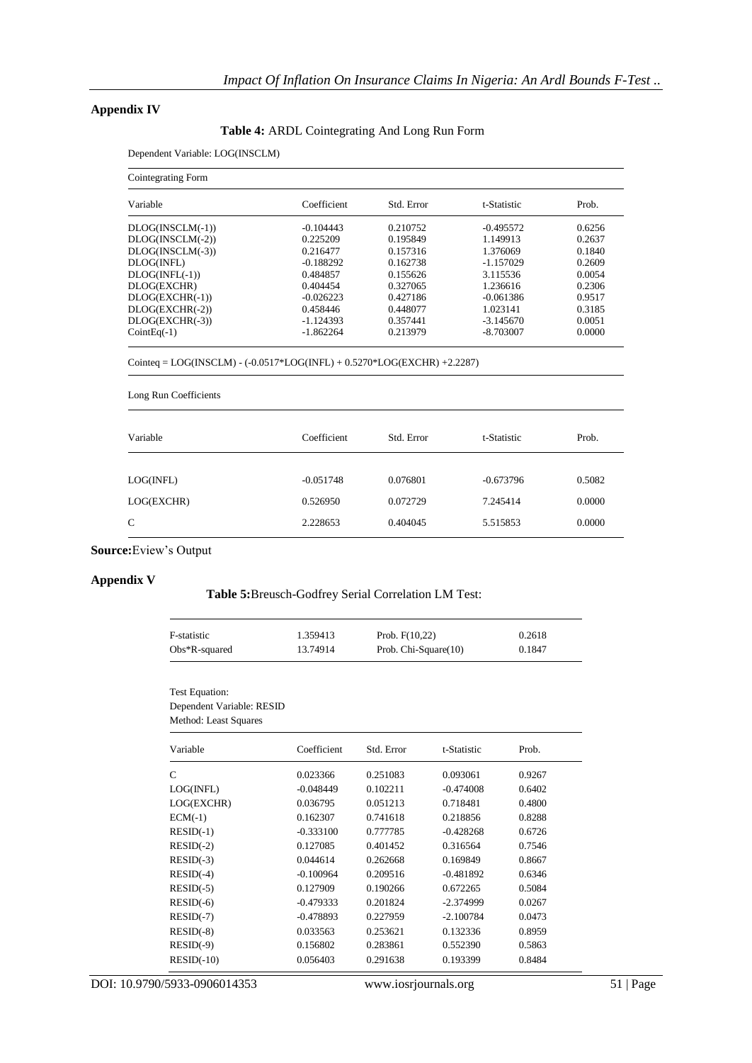## Appendix IV

**Table 4:** ARDL Cointegrating And Long Run Form

Dependent Variable: LOG(INSCLM)

Cointegrating Form

| Variable | Coefficient | Std. Error | t-Statistic | Prob. |
|---|---|---|---|---|
| DLOG(INSCLM(-1)) | -0.104443 | 0.210752 | -0.495572 | 0.6256 |
| DLOG(INSCLM(-2)) | 0.225209 | 0.195849 | 1.149913 | 0.2637 |
| DLOG(INSCLM(-3)) | 0.216477 | 0.157316 | 1.376069 | 0.1840 |
| DLOG(INFL) | -0.188292 | 0.162738 | -1.157029 | 0.2609 |
| DLOG(INFL(-1)) | 0.484857 | 0.155626 | 3.115536 | 0.0054 |
| DLOG(EXCHR) | 0.404454 | 0.327065 | 1.236616 | 0.2306 |
| DLOG(EXCHR(-1)) | -0.026223 | 0.427186 | -0.061386 | 0.9517 |
| DLOG(EXCHR(-2)) | 0.458446 | 0.448077 | 1.023141 | 0.3185 |
| DLOG(EXCHR(-3)) | -1.124393 | 0.357441 | -3.145670 | 0.0051 |
| CointEq(-1) | -1.862264 | 0.213979 | -8.703007 | 0.0000 |

Cointeq = LOG(INSCLM) - (-0.0517*LOG(INFL) + 0.5270*LOG(EXCHR) +2.2287)

Long Run Coefficients

| Variable | Coefficient | Std. Error | t-Statistic | Prob. |
|---|---|---|---|---|
| LOG(INFL) | -0.051748 | 0.076801 | -0.673796 | 0.5082 |
| LOG(EXCHR) | 0.526950 | 0.072729 | 7.245414 | 0.0000 |
| C | 2.228653 | 0.404045 | 5.515853 | 0.0000 |

**Source:** Eview's Output

## Appendix V

**Table 5:** Breusch-Godfrey Serial Correlation LM Test:

| | | | |
|---|---|---|---|
| F-statistic | 1.359413 | Prob. F(10,22) | 0.2618 |
| Obs*R-squared | 13.74914 | Prob. Chi-Square(10) | 0.1847 |

Test Equation:
Dependent Variable: RESID
Method: Least Squares

| Variable | Coefficient | Std. Error | t-Statistic | Prob. |
|---|---|---|---|---|
| C | 0.023366 | 0.251083 | 0.093061 | 0.9267 |
| LOG(INFL) | -0.048449 | 0.102211 | -0.474008 | 0.6402 |
| LOG(EXCHR) | 0.036795 | 0.051213 | 0.718481 | 0.4800 |
| ECM(-1) | 0.162307 | 0.741618 | 0.218856 | 0.8288 |
| RESID(-1) | -0.333100 | 0.777785 | -0.428268 | 0.6726 |
| RESID(-2) | 0.127085 | 0.401452 | 0.316564 | 0.7546 |
| RESID(-3) | 0.044614 | 0.262668 | 0.169849 | 0.8667 |
| RESID(-4) | -0.100964 | 0.209516 | -0.481892 | 0.6346 |
| RESID(-5) | 0.127909 | 0.190266 | 0.672265 | 0.5084 |
| RESID(-6) | -0.479333 | 0.201824 | -2.374999 | 0.0267 |
| RESID(-7) | -0.478893 | 0.227959 | -2.100784 | 0.0473 |
| RESID(-8) | 0.033563 | 0.253621 | 0.132336 | 0.8959 |
| RESID(-9) | 0.156802 | 0.283861 | 0.552390 | 0.5863 |
| RESID(-10) | 0.056403 | 0.291638 | 0.193399 | 0.8484 |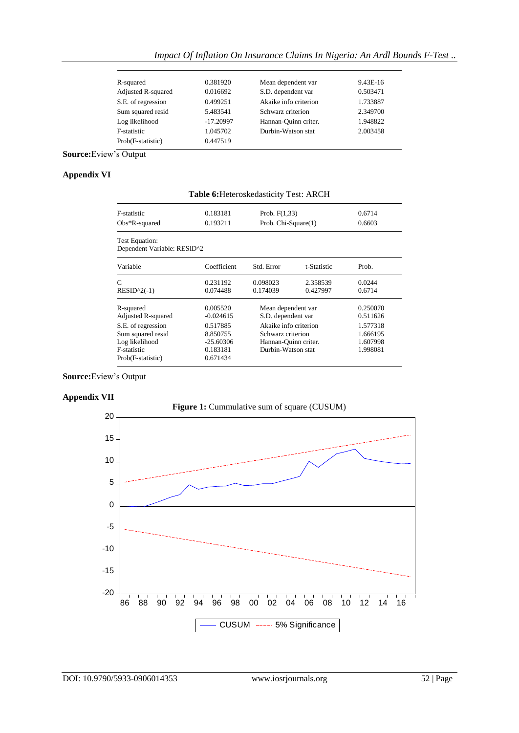| | | | |
|---|---|---|---|
| R-squared | 0.381920 | Mean dependent var | 9.43E-16 |
| Adjusted R-squared | 0.016692 | S.D. dependent var | 0.503471 |
| S.E. of regression | 0.499251 | Akaike info criterion | 1.733887 |
| Sum squared resid | 5.483541 | Schwarz criterion | 2.349700 |
| Log likelihood | -17.20997 | Hannan-Quinn criter. | 1.948822 |
| F-statistic | 1.045702 | Durbin-Watson stat | 2.003458 |
| Prob(F-statistic) | 0.447519 | | |

**Source:** Eview's Output

## Appendix VI

**Table 6:** Heteroskedasticity Test: ARCH

| | | | |
|---|---|---|---|
| F-statistic | 0.183181 | Prob. F(1,33) | 0.6714 |
| Obs*R-squared | 0.193211 | Prob. Chi-Square(1) | 0.6603 |

Test Equation:
Dependent Variable: RESID^2

| Variable | Coefficient | Std. Error | t-Statistic | Prob. |
|---|---|---|---|---|
| C | 0.231192 | 0.098023 | 2.358539 | 0.0244 |
| RESID^2(-1) | 0.074488 | 0.174039 | 0.427997 | 0.6714 |

| | | | |
|---|---|---|---|
| R-squared | 0.005520 | Mean dependent var | 0.250070 |
| Adjusted R-squared | -0.024615 | S.D. dependent var | 0.511626 |
| S.E. of regression | 0.517885 | Akaike info criterion | 1.577318 |
| Sum squared resid | 8.850755 | Schwarz criterion | 1.666195 |
| Log likelihood | -25.60306 | Hannan-Quinn criter. | 1.607998 |
| F-statistic | 0.183181 | Durbin-Watson stat | 1.998081 |
| Prob(F-statistic) | 0.671434 | | |

**Source:** Eview's Output

## Appendix VII

**Figure 1:** Cummulative sum of square (CUSUM)

20
15
10
5
0
-5
-10
-15
-20

86 88 90 92 94 96 98 00 02 04 06 08 10 12 14 16

CUSUM
5% Significance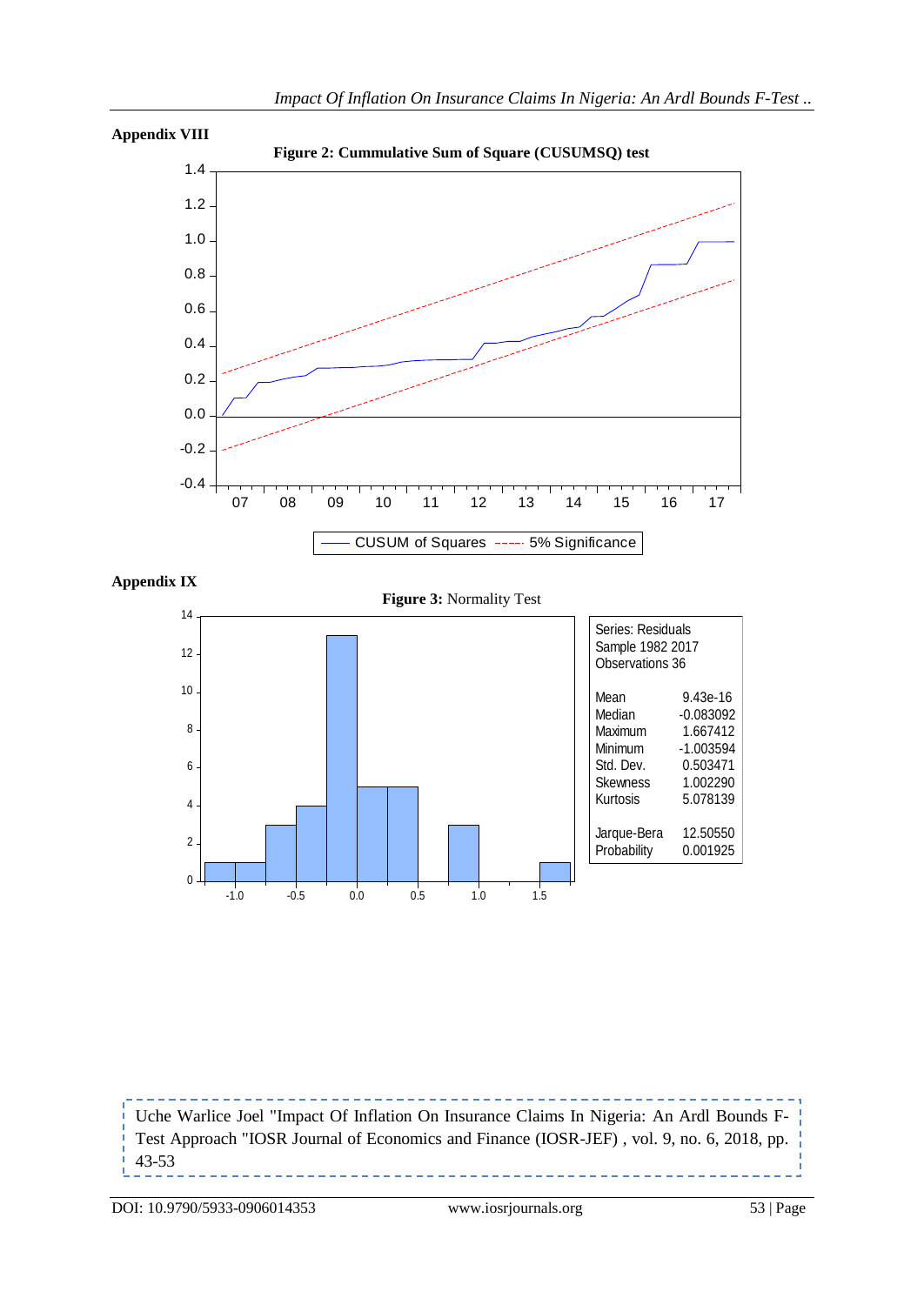**Appendix VIII**

**Figure 2: Cummulative Sum of Square (CUSUMSQ) test**

1.4
1.2
1.0
0.8
0.6
0.4
0.2
0.0
-0.2
-0.4

07 08 09 10 11 12 13 14 15 16 17

CUSUM of Squares ---- 5% Significance

**Appendix IX**

**Figure 3:** Normality Test

14
12
10
8
6
4
2
0

-1.0 -0.5 0.0 0.5 1.0 1.5

Series: Residuals
Sample 1982 2017
Observations 36

Mean 9.43e-16
Median -0.083092
Maximum 1.667412
Minimum -1.003594
Std. Dev. 0.503471
Skewness 1.002290
Kurtosis 5.078139

Jarque-Bera 12.50550
Probability 0.001925

Uche Warlice Joel "Impact Of Inflation On Insurance Claims In Nigeria: An Ardl Bounds F-Test Approach "IOSR Journal of Economics and Finance (IOSR-JEF) , vol. 9, no. 6, 2018, pp. 43-53